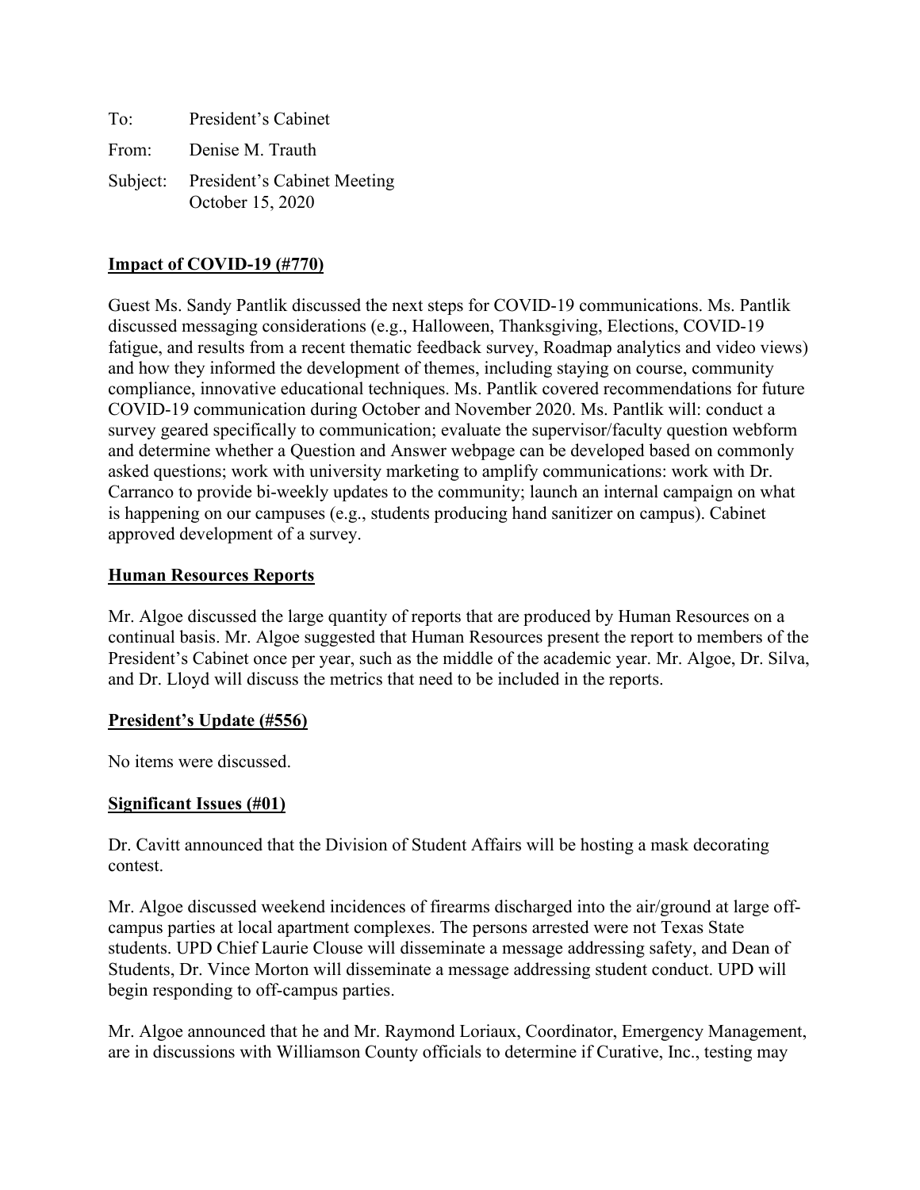To: President's Cabinet

From: Denise M. Trauth

Subject: President's Cabinet Meeting
October 15, 2020

**Impact of COVID-19 (#770)**

Guest Ms. Sandy Pantlik discussed the next steps for COVID-19 communications. Ms. Pantlik discussed messaging considerations (e.g., Halloween, Thanksgiving, Elections, COVID-19 fatigue, and results from a recent thematic feedback survey, Roadmap analytics and video views) and how they informed the development of themes, including staying on course, community compliance, innovative educational techniques. Ms. Pantlik covered recommendations for future COVID-19 communication during October and November 2020. Ms. Pantlik will: conduct a survey geared specifically to communication; evaluate the supervisor/faculty question webform and determine whether a Question and Answer webpage can be developed based on commonly asked questions; work with university marketing to amplify communications: work with Dr. Carranco to provide bi-weekly updates to the community; launch an internal campaign on what is happening on our campuses (e.g., students producing hand sanitizer on campus). Cabinet approved development of a survey.

**Human Resources Reports**

Mr. Algoe discussed the large quantity of reports that are produced by Human Resources on a continual basis. Mr. Algoe suggested that Human Resources present the report to members of the President's Cabinet once per year, such as the middle of the academic year. Mr. Algoe, Dr. Silva, and Dr. Lloyd will discuss the metrics that need to be included in the reports.

**President's Update (#556)**

No items were discussed.

**Significant Issues (#01)**

Dr. Cavitt announced that the Division of Student Affairs will be hosting a mask decorating contest.

Mr. Algoe discussed weekend incidences of firearms discharged into the air/ground at large off-campus parties at local apartment complexes. The persons arrested were not Texas State students. UPD Chief Laurie Clouse will disseminate a message addressing safety, and Dean of Students, Dr. Vince Morton will disseminate a message addressing student conduct. UPD will begin responding to off-campus parties.

Mr. Algoe announced that he and Mr. Raymond Loriaux, Coordinator, Emergency Management, are in discussions with Williamson County officials to determine if Curative, Inc., testing may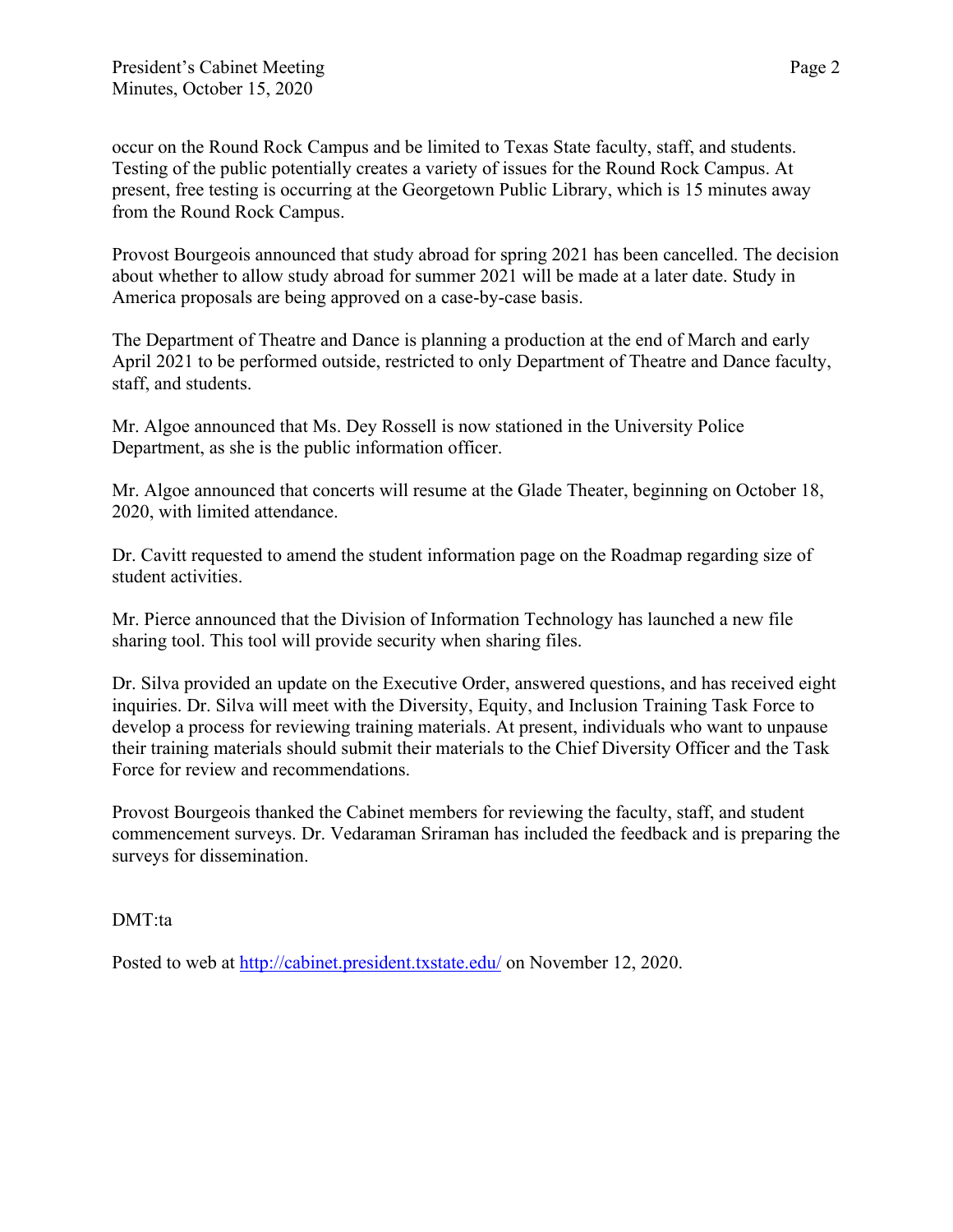occur on the Round Rock Campus and be limited to Texas State faculty, staff, and students. Testing of the public potentially creates a variety of issues for the Round Rock Campus. At present, free testing is occurring at the Georgetown Public Library, which is 15 minutes away from the Round Rock Campus.

Provost Bourgeois announced that study abroad for spring 2021 has been cancelled. The decision about whether to allow study abroad for summer 2021 will be made at a later date. Study in America proposals are being approved on a case-by-case basis.

The Department of Theatre and Dance is planning a production at the end of March and early April 2021 to be performed outside, restricted to only Department of Theatre and Dance faculty, staff, and students.

Mr. Algoe announced that Ms. Dey Rossell is now stationed in the University Police Department, as she is the public information officer.

Mr. Algoe announced that concerts will resume at the Glade Theater, beginning on October 18, 2020, with limited attendance.

Dr. Cavitt requested to amend the student information page on the Roadmap regarding size of student activities.

Mr. Pierce announced that the Division of Information Technology has launched a new file sharing tool. This tool will provide security when sharing files.

Dr. Silva provided an update on the Executive Order, answered questions, and has received eight inquiries. Dr. Silva will meet with the Diversity, Equity, and Inclusion Training Task Force to develop a process for reviewing training materials. At present, individuals who want to unpause their training materials should submit their materials to the Chief Diversity Officer and the Task Force for review and recommendations.

Provost Bourgeois thanked the Cabinet members for reviewing the faculty, staff, and student commencement surveys. Dr. Vedaraman Sriraman has included the feedback and is preparing the surveys for dissemination.

DMT:ta

Posted to web at http://cabinet.president.txstate.edu/ on November 12, 2020.